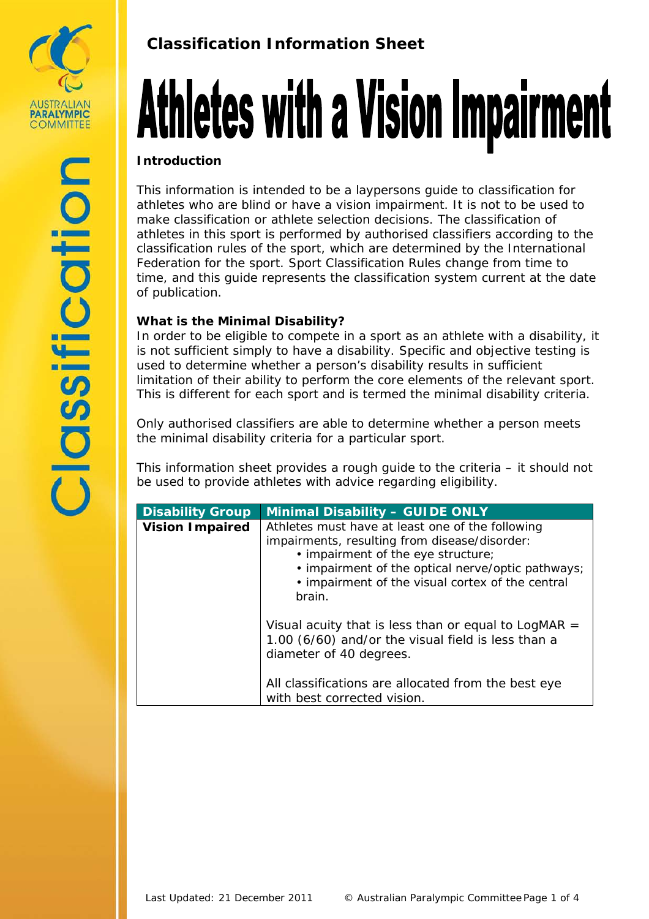## Classification Information Sheet

# Athletes with a Vision Impairment

**Introduction**

This information is intended to be a laypersons guide to classification for athletes who are blind or have a vision impairment. It is not to be used to make classification or athlete selection decisions. The classification of athletes in this sport is performed by authorised classifiers according to the classification rules of the sport, which are determined by the International Federation for the sport. Sport Classification Rules change from time to time, and this guide represents the classification system current at the date of publication.

**What is the Minimal Disability?**

In order to be eligible to compete in a sport as an athlete with a disability, it is not sufficient simply to have a disability. Specific and objective testing is used to determine whether a person's disability results in sufficient limitation of their ability to perform the core elements of the relevant sport. This is different for each sport and is termed the minimal disability criteria.

Only authorised classifiers are able to determine whether a person meets the minimal disability criteria for a particular sport.

This information sheet provides a rough guide to the criteria – it should not be used to provide athletes with advice regarding eligibility.

| Disability Group | Minimal Disability – GUIDE ONLY |
|---|---|
| **Vision Impaired** | Athletes must have at least one of the following impairments, resulting from disease/disorder:<br>• impairment of the eye structure;<br>• impairment of the optical nerve/optic pathways;<br>• impairment of the visual cortex of the central brain.<br><br>Visual acuity that is less than or equal to LogMAR = 1.00 (6/60) and/or the visual field is less than a diameter of 40 degrees.<br><br>All classifications are allocated from the best eye with best corrected vision. |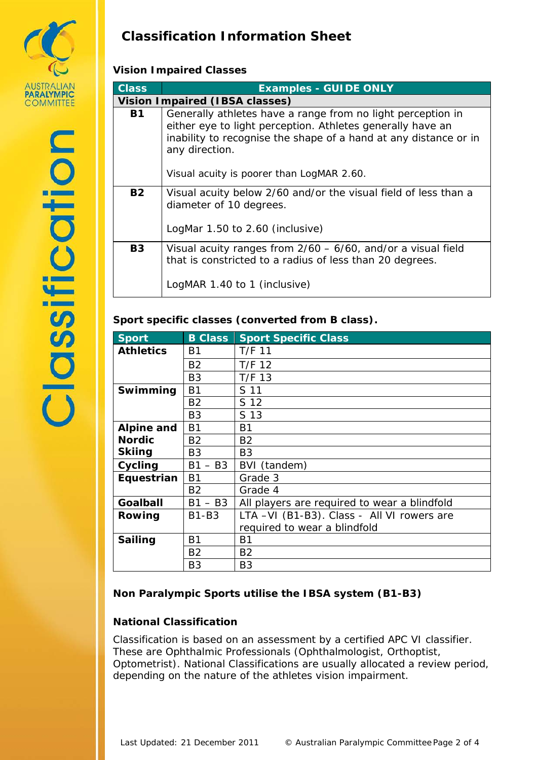# Classification Information Sheet

## Vision Impaired Classes

| Class | Examples - GUIDE ONLY |
|---|---|
| **Vision Impaired (IBSA classes)** | |
| **B1** | Generally athletes have a range from no light perception in either eye to light perception. Athletes generally have an inability to recognise the shape of a hand at any distance or in any direction.<br><br>Visual acuity is poorer than LogMAR 2.60. |
| **B2** | Visual acuity below 2/60 and/or the visual field of less than a diameter of 10 degrees.<br><br>LogMar 1.50 to 2.60 (inclusive) |
| **B3** | Visual acuity ranges from 2/60 – 6/60, and/or a visual field that is constricted to a radius of less than 20 degrees.<br><br>LogMAR 1.40 to 1 (inclusive) |

## Sport specific classes (converted from B class).

| Sport | B Class | Sport Specific Class |
|---|---|---|
| **Athletics** | B1 | T/F 11 |
| | B2 | T/F 12 |
| | B3 | T/F 13 |
| **Swimming** | B1 | S 11 |
| | B2 | S 12 |
| | B3 | S 13 |
| **Alpine and Nordic Skiing** | B1 | B1 |
| | B2 | B2 |
| | B3 | B3 |
| **Cycling** | B1 – B3 | BVI (tandem) |
| **Equestrian** | B1 | Grade 3 |
| | B2 | Grade 4 |
| **Goalball** | B1 – B3 | All players are required to wear a blindfold |
| **Rowing** | B1-B3 | LTA –VI (B1-B3). Class - All VI rowers are required to wear a blindfold |
| **Sailing** | B1 | B1 |
| | B2 | B2 |
| | B3 | B3 |

**Non Paralympic Sports utilise the IBSA system (B1-B3)**

## National Classification

Classification is based on an assessment by a certified APC VI classifier. These are Ophthalmic Professionals (Ophthalmologist, Orthoptist, Optometrist). National Classifications are usually allocated a review period, depending on the nature of the athletes vision impairment.

Last Updated: 21 December 2011 © Australian Paralympic Committee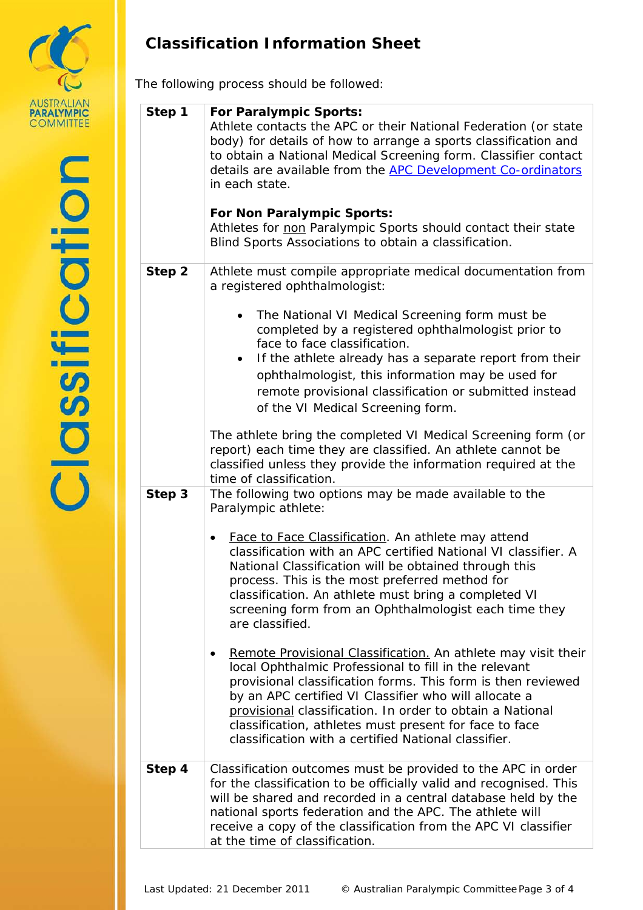## Classification Information Sheet

The following process should be followed:

| Step | Description |
|---|---|
| **Step 1** | **For Paralympic Sports:** Athlete contacts the APC or their National Federation (or state body) for details of how to arrange a sports classification and to obtain a National Medical Screening form. Classifier contact details are available from the APC Development Co-ordinators in each state.<br><br>**For Non Paralympic Sports:** Athletes for non Paralympic Sports should contact their state Blind Sports Associations to obtain a classification. |
| **Step 2** | Athlete must compile appropriate medical documentation from a registered ophthalmologist:<br><br>• The National VI Medical Screening form must be completed by a registered ophthalmologist prior to face to face classification.<br>• If the athlete already has a separate report from their ophthalmologist, this information may be used for remote provisional classification or submitted instead of the VI Medical Screening form.<br><br>The athlete bring the completed VI Medical Screening form (or report) each time they are classified. An athlete cannot be classified unless they provide the information required at the time of classification. |
| **Step 3** | The following two options may be made available to the Paralympic athlete:<br><br>• Face to Face Classification. An athlete may attend classification with an APC certified National VI classifier. A National Classification will be obtained through this process. This is the most preferred method for classification. An athlete must bring a completed VI screening form from an Ophthalmologist each time they are classified.<br><br>• Remote Provisional Classification. An athlete may visit their local Ophthalmic Professional to fill in the relevant provisional classification forms. This form is then reviewed by an APC certified VI Classifier who will allocate a provisional classification. In order to obtain a National classification, athletes must present for face to face classification with a certified National classifier. |
| **Step 4** | Classification outcomes must be provided to the APC in order for the classification to be officially valid and recognised. This will be shared and recorded in a central database held by the national sports federation and the APC. The athlete will receive a copy of the classification from the APC VI classifier at the time of classification. |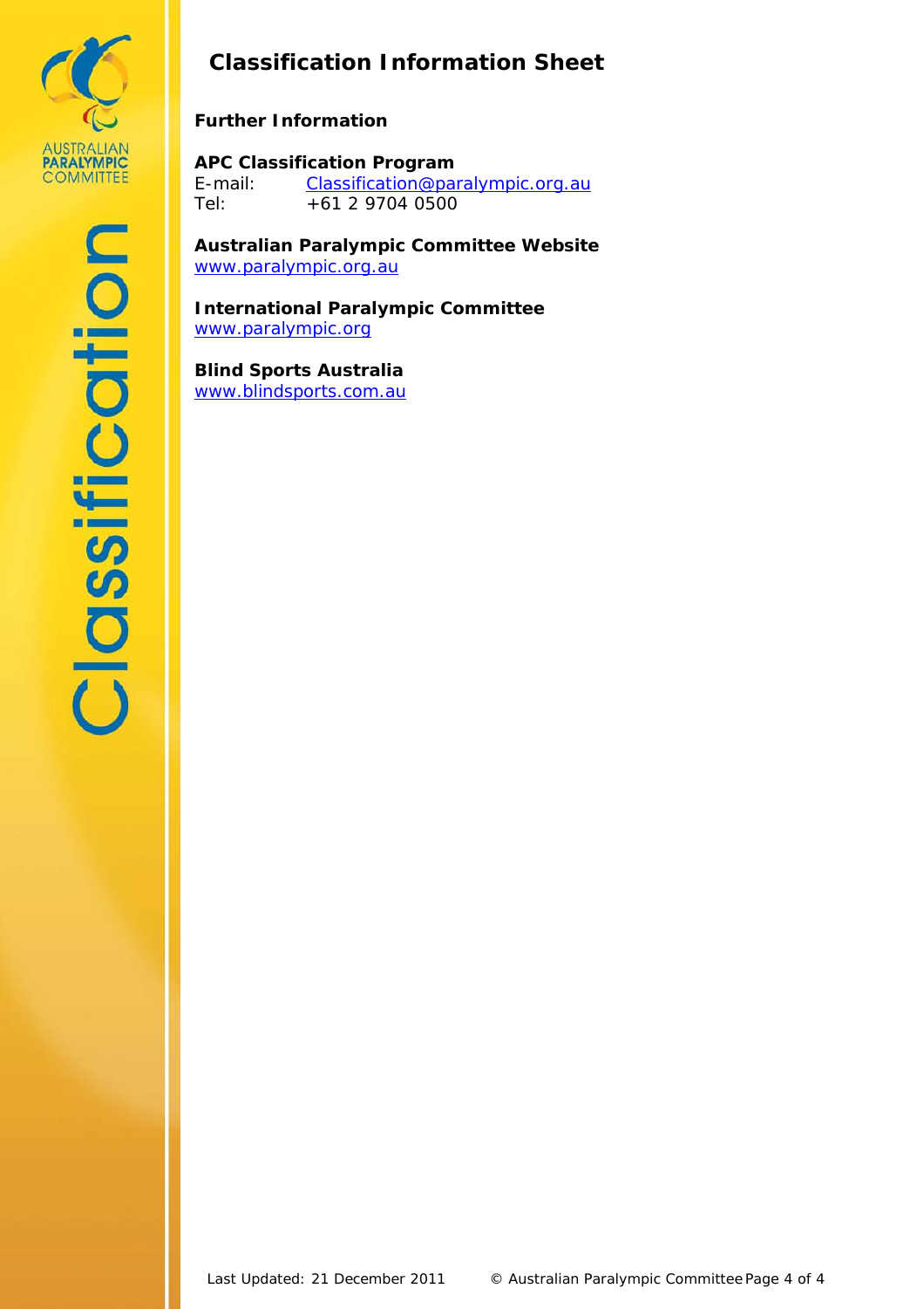# Classification Information Sheet

## Further Information

**APC Classification Program**
E-mail: Classification@paralympic.org.au
Tel: +61 2 9704 0500

**Australian Paralympic Committee Website**
www.paralympic.org.au

**International Paralympic Committee**
www.paralympic.org

**Blind Sports Australia**
www.blindsports.com.au

Last Updated: 21 December 2011 © Australian Paralympic Committee